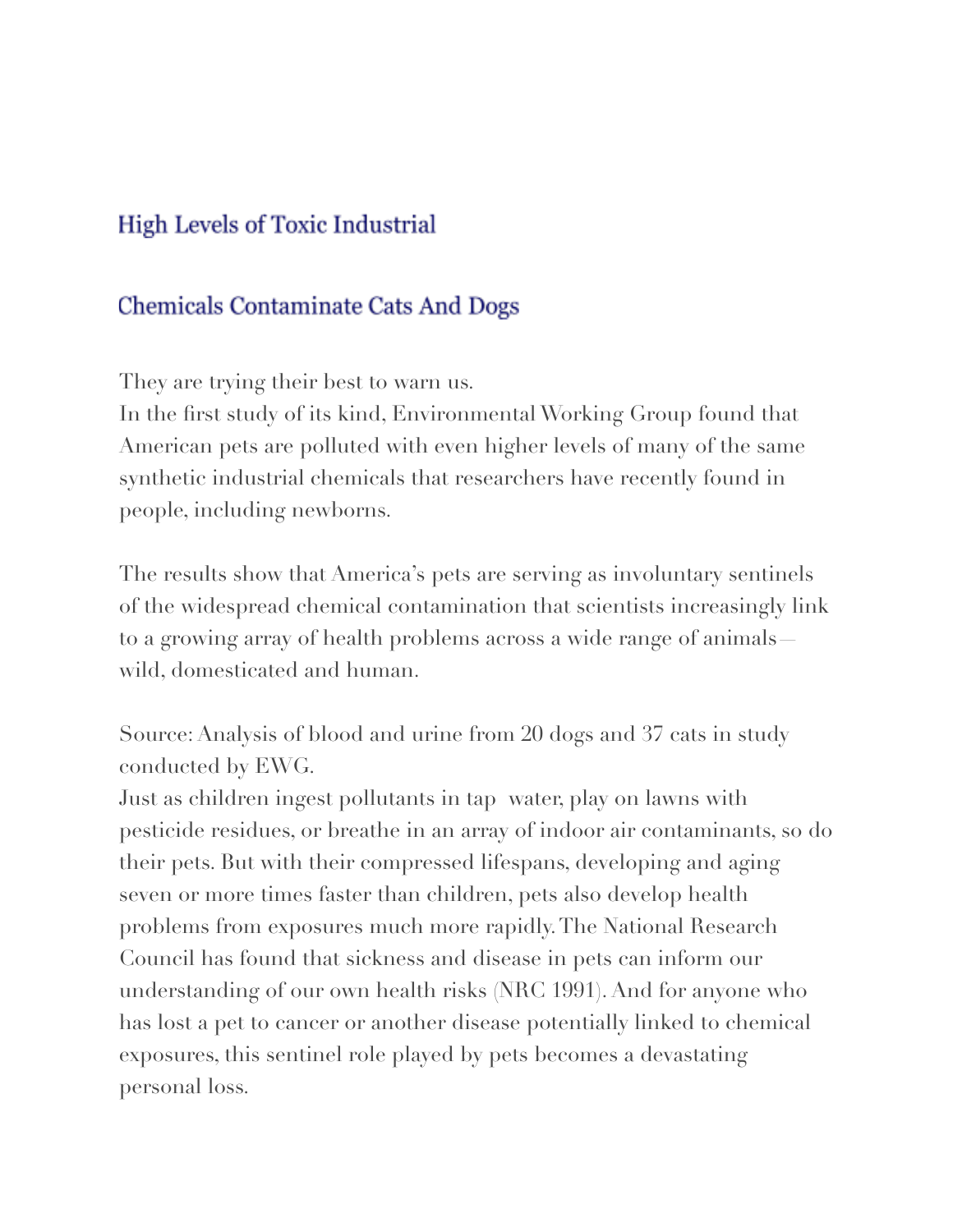# High Levels of Toxic Industrial

# Chemicals Contaminate Cats And Dogs

They are trying their best to warn us.
In the first study of its kind, Environmental Working Group found that American pets are polluted with even higher levels of many of the same synthetic industrial chemicals that researchers have recently found in people, including newborns.

The results show that America's pets are serving as involuntary sentinels of the widespread chemical contamination that scientists increasingly link to a growing array of health problems across a wide range of animals— wild, domesticated and human.

Source: Analysis of blood and urine from 20 dogs and 37 cats in study conducted by EWG.
Just as children ingest pollutants in tap water, play on lawns with pesticide residues, or breathe in an array of indoor air contaminants, so do their pets. But with their compressed lifespans, developing and aging seven or more times faster than children, pets also develop health problems from exposures much more rapidly. The National Research Council has found that sickness and disease in pets can inform our understanding of our own health risks (NRC 1991). And for anyone who has lost a pet to cancer or another disease potentially linked to chemical exposures, this sentinel role played by pets becomes a devastating personal loss.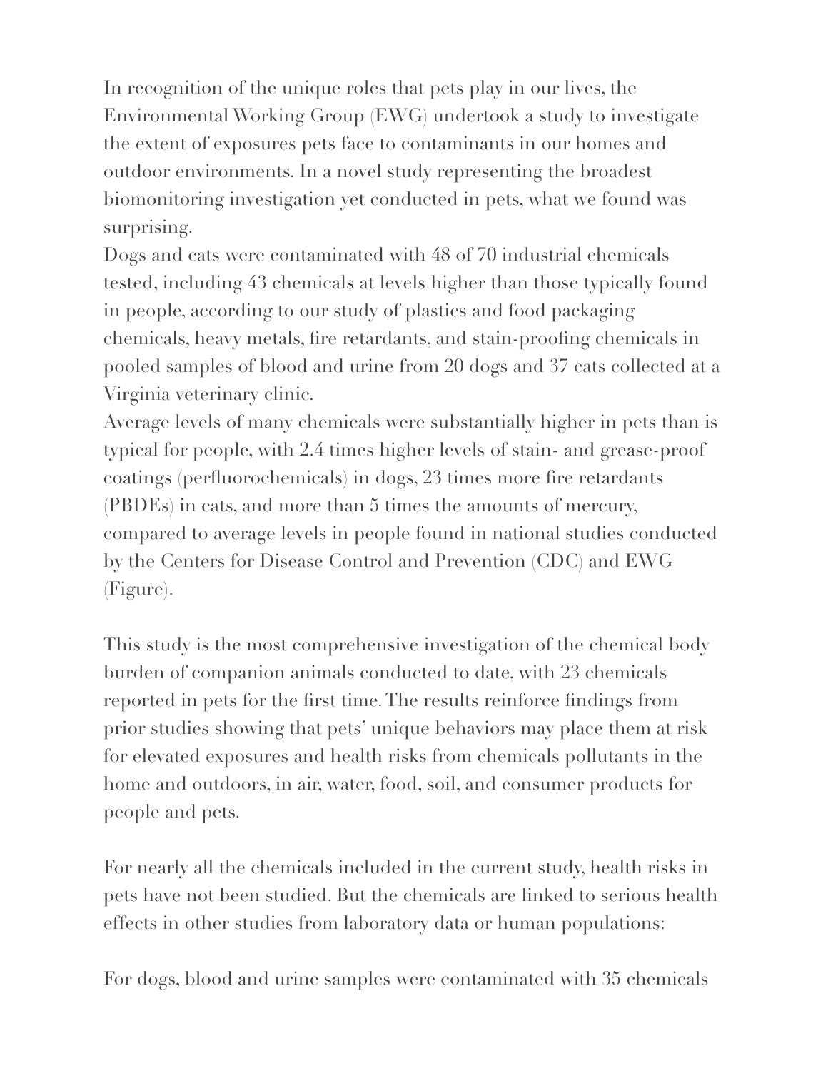In recognition of the unique roles that pets play in our lives, the Environmental Working Group (EWG) undertook a study to investigate the extent of exposures pets face to contaminants in our homes and outdoor environments. In a novel study representing the broadest biomonitoring investigation yet conducted in pets, what we found was surprising.

Dogs and cats were contaminated with 48 of 70 industrial chemicals tested, including 43 chemicals at levels higher than those typically found in people, according to our study of plastics and food packaging chemicals, heavy metals, fire retardants, and stain-proofing chemicals in pooled samples of blood and urine from 20 dogs and 37 cats collected at a Virginia veterinary clinic.

Average levels of many chemicals were substantially higher in pets than is typical for people, with 2.4 times higher levels of stain- and grease-proof coatings (perfluorochemicals) in dogs, 23 times more fire retardants (PBDEs) in cats, and more than 5 times the amounts of mercury, compared to average levels in people found in national studies conducted by the Centers for Disease Control and Prevention (CDC) and EWG (Figure).

This study is the most comprehensive investigation of the chemical body burden of companion animals conducted to date, with 23 chemicals reported in pets for the first time. The results reinforce findings from prior studies showing that pets' unique behaviors may place them at risk for elevated exposures and health risks from chemicals pollutants in the home and outdoors, in air, water, food, soil, and consumer products for people and pets.

For nearly all the chemicals included in the current study, health risks in pets have not been studied. But the chemicals are linked to serious health effects in other studies from laboratory data or human populations:

For dogs, blood and urine samples were contaminated with 35 chemicals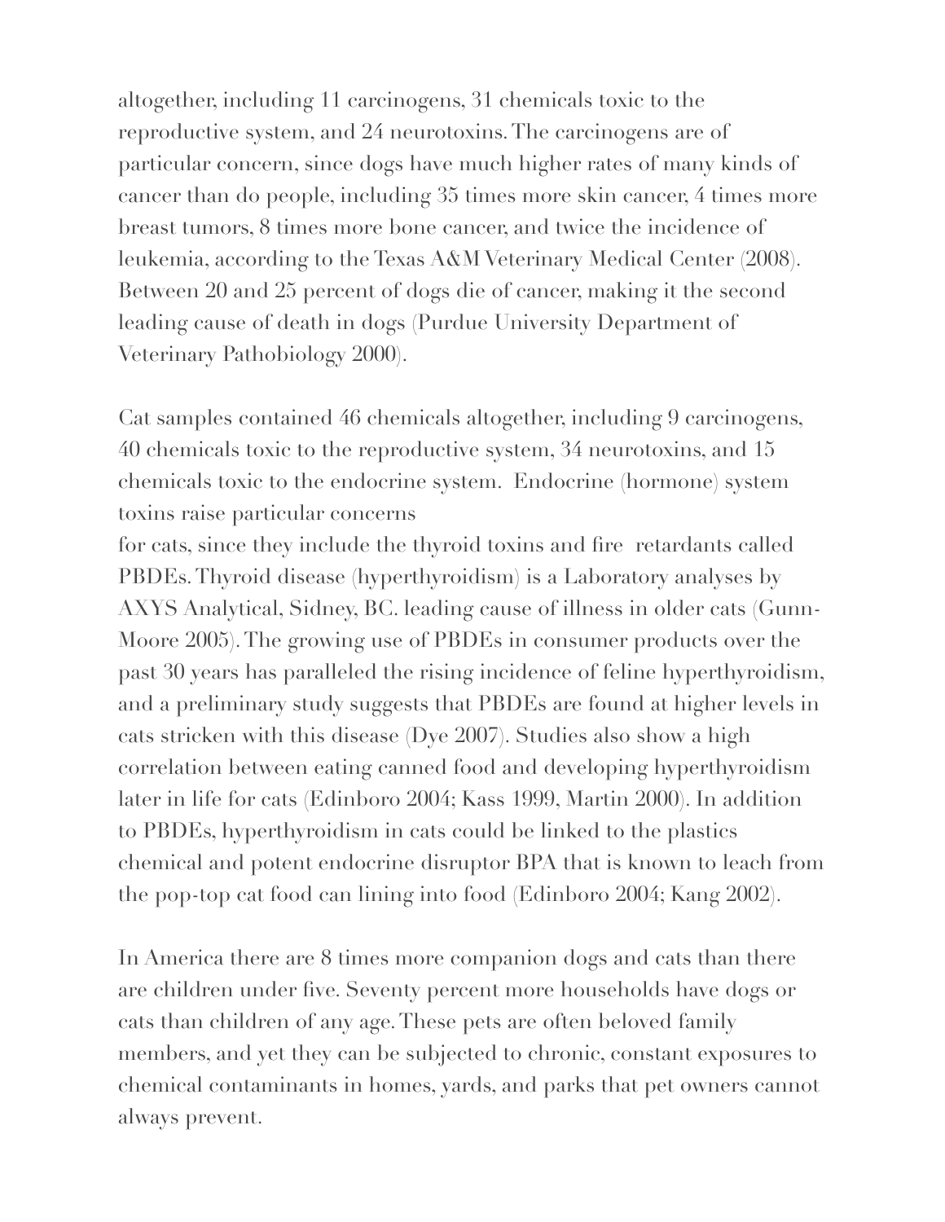altogether, including 11 carcinogens, 31 chemicals toxic to the reproductive system, and 24 neurotoxins. The carcinogens are of particular concern, since dogs have much higher rates of many kinds of cancer than do people, including 35 times more skin cancer, 4 times more breast tumors, 8 times more bone cancer, and twice the incidence of leukemia, according to the Texas A&M Veterinary Medical Center (2008). Between 20 and 25 percent of dogs die of cancer, making it the second leading cause of death in dogs (Purdue University Department of Veterinary Pathobiology 2000).

Cat samples contained 46 chemicals altogether, including 9 carcinogens, 40 chemicals toxic to the reproductive system, 34 neurotoxins, and 15 chemicals toxic to the endocrine system. Endocrine (hormone) system toxins raise particular concerns for cats, since they include the thyroid toxins and fire retardants called PBDEs. Thyroid disease (hyperthyroidism) is a Laboratory analyses by AXYS Analytical, Sidney, BC. leading cause of illness in older cats (Gunn-Moore 2005). The growing use of PBDEs in consumer products over the past 30 years has paralleled the rising incidence of feline hyperthyroidism, and a preliminary study suggests that PBDEs are found at higher levels in cats stricken with this disease (Dye 2007). Studies also show a high correlation between eating canned food and developing hyperthyroidism later in life for cats (Edinboro 2004; Kass 1999, Martin 2000). In addition to PBDEs, hyperthyroidism in cats could be linked to the plastics chemical and potent endocrine disruptor BPA that is known to leach from the pop-top cat food can lining into food (Edinboro 2004; Kang 2002).

In America there are 8 times more companion dogs and cats than there are children under five. Seventy percent more households have dogs or cats than children of any age. These pets are often beloved family members, and yet they can be subjected to chronic, constant exposures to chemical contaminants in homes, yards, and parks that pet owners cannot always prevent.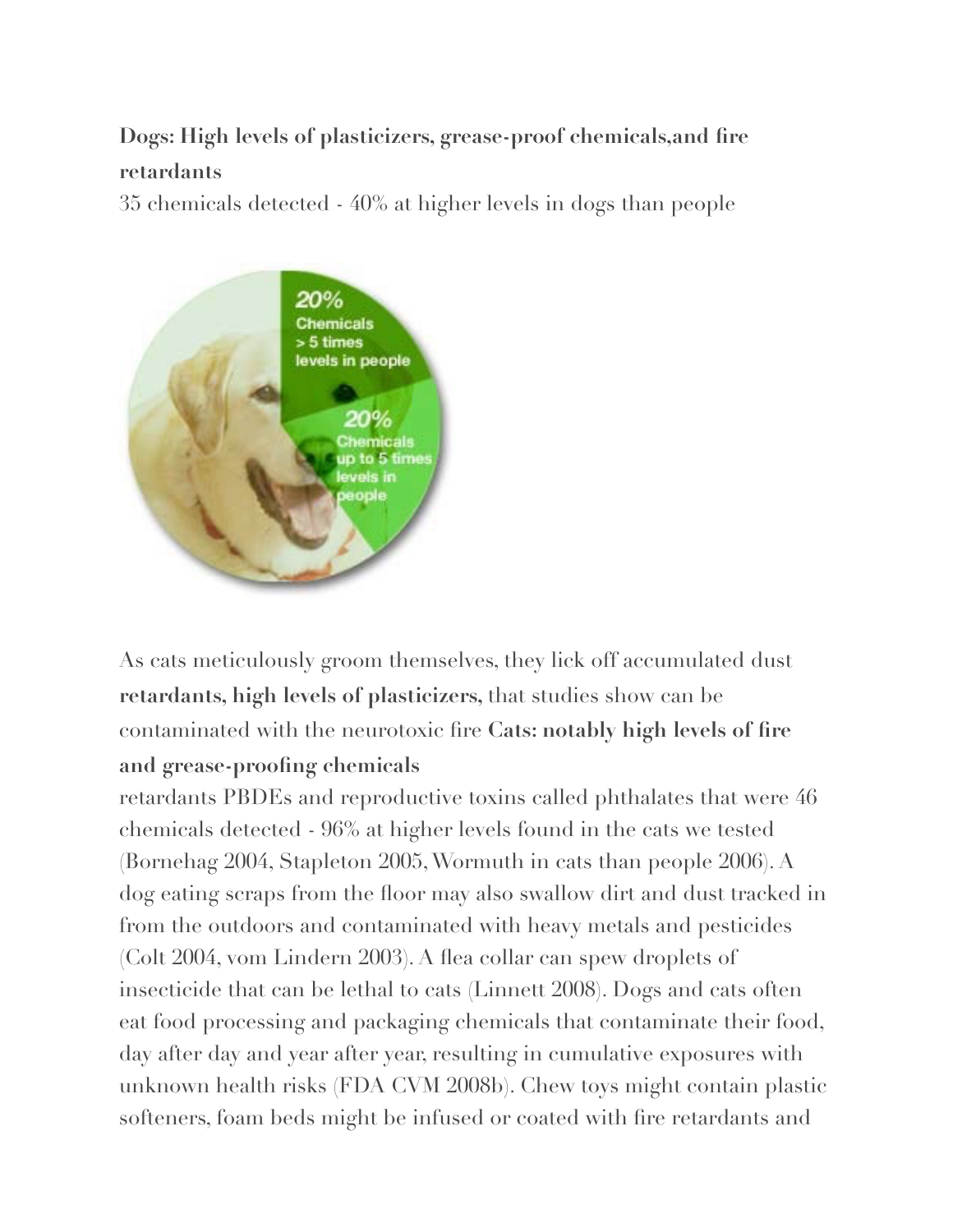**Dogs: High levels of plasticizers, grease-proof chemicals,and fire retardants**

35 chemicals detected - 40% at higher levels in dogs than people

20% Chemicals > 5 times levels in people

20% Chemicals up to 5 times levels in people

As cats meticulously groom themselves, they lick off accumulated dust **retardants, high levels of plasticizers,** that studies show can be contaminated with the neurotoxic fire **Cats: notably high levels of fire and grease-proofing chemicals**

retardants PBDEs and reproductive toxins called phthalates that were 46 chemicals detected - 96% at higher levels found in the cats we tested (Bornehag 2004, Stapleton 2005, Wormuth in cats than people 2006). A dog eating scraps from the floor may also swallow dirt and dust tracked in from the outdoors and contaminated with heavy metals and pesticides (Colt 2004, vom Lindern 2003). A flea collar can spew droplets of insecticide that can be lethal to cats (Linnett 2008). Dogs and cats often eat food processing and packaging chemicals that contaminate their food, day after day and year after year, resulting in cumulative exposures with unknown health risks (FDA CVM 2008b). Chew toys might contain plastic softeners, foam beds might be infused or coated with fire retardants and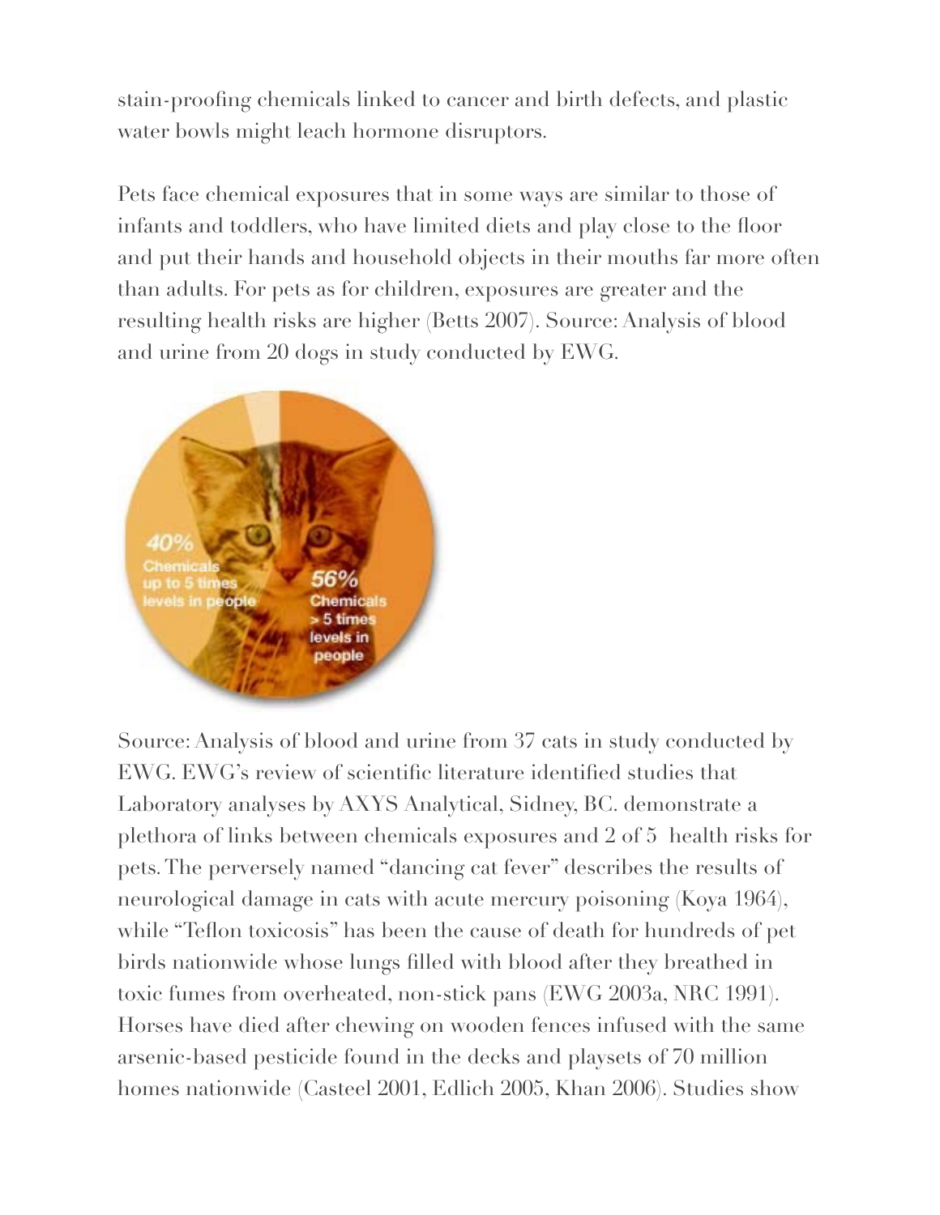stain-proofing chemicals linked to cancer and birth defects, and plastic water bowls might leach hormone disruptors.

Pets face chemical exposures that in some ways are similar to those of infants and toddlers, who have limited diets and play close to the floor and put their hands and household objects in their mouths far more often than adults. For pets as for children, exposures are greater and the resulting health risks are higher (Betts 2007). Source: Analysis of blood and urine from 20 dogs in study conducted by EWG.

40% Chemicals up to 5 times levels in people

56% Chemicals > 5 times levels in people

Source: Analysis of blood and urine from 37 cats in study conducted by EWG. EWG's review of scientific literature identified studies that Laboratory analyses by AXYS Analytical, Sidney, BC. demonstrate a plethora of links between chemicals exposures and 2 of 5 health risks for pets. The perversely named "dancing cat fever" describes the results of neurological damage in cats with acute mercury poisoning (Koya 1964), while "Teflon toxicosis" has been the cause of death for hundreds of pet birds nationwide whose lungs filled with blood after they breathed in toxic fumes from overheated, non-stick pans (EWG 2003a, NRC 1991). Horses have died after chewing on wooden fences infused with the same arsenic-based pesticide found in the decks and playsets of 70 million homes nationwide (Casteel 2001, Edlich 2005, Khan 2006). Studies show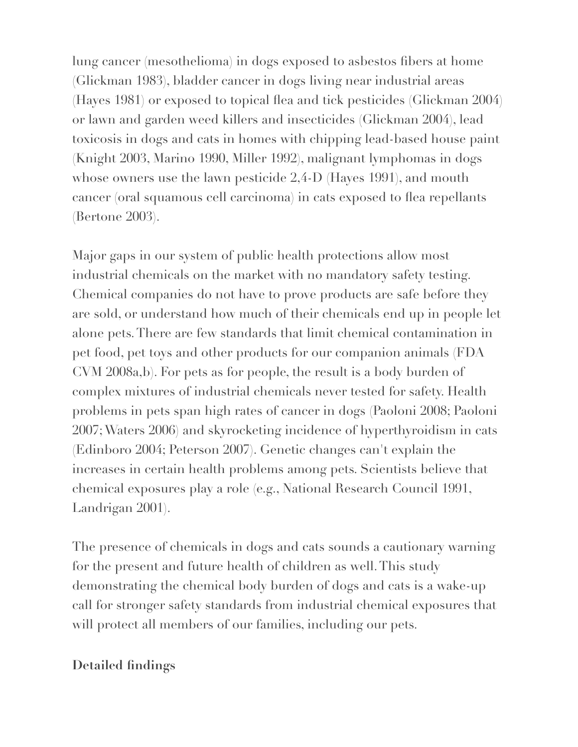lung cancer (mesothelioma) in dogs exposed to asbestos fibers at home (Glickman 1983), bladder cancer in dogs living near industrial areas (Hayes 1981) or exposed to topical flea and tick pesticides (Glickman 2004) or lawn and garden weed killers and insecticides (Glickman 2004), lead toxicosis in dogs and cats in homes with chipping lead-based house paint (Knight 2003, Marino 1990, Miller 1992), malignant lymphomas in dogs whose owners use the lawn pesticide 2,4-D (Hayes 1991), and mouth cancer (oral squamous cell carcinoma) in cats exposed to flea repellants (Bertone 2003).

Major gaps in our system of public health protections allow most industrial chemicals on the market with no mandatory safety testing. Chemical companies do not have to prove products are safe before they are sold, or understand how much of their chemicals end up in people let alone pets. There are few standards that limit chemical contamination in pet food, pet toys and other products for our companion animals (FDA CVM 2008a,b). For pets as for people, the result is a body burden of complex mixtures of industrial chemicals never tested for safety. Health problems in pets span high rates of cancer in dogs (Paoloni 2008; Paoloni 2007; Waters 2006) and skyrocketing incidence of hyperthyroidism in cats (Edinboro 2004; Peterson 2007). Genetic changes can't explain the increases in certain health problems among pets. Scientists believe that chemical exposures play a role (e.g., National Research Council 1991, Landrigan 2001).

The presence of chemicals in dogs and cats sounds a cautionary warning for the present and future health of children as well. This study demonstrating the chemical body burden of dogs and cats is a wake-up call for stronger safety standards from industrial chemical exposures that will protect all members of our families, including our pets.

**Detailed findings**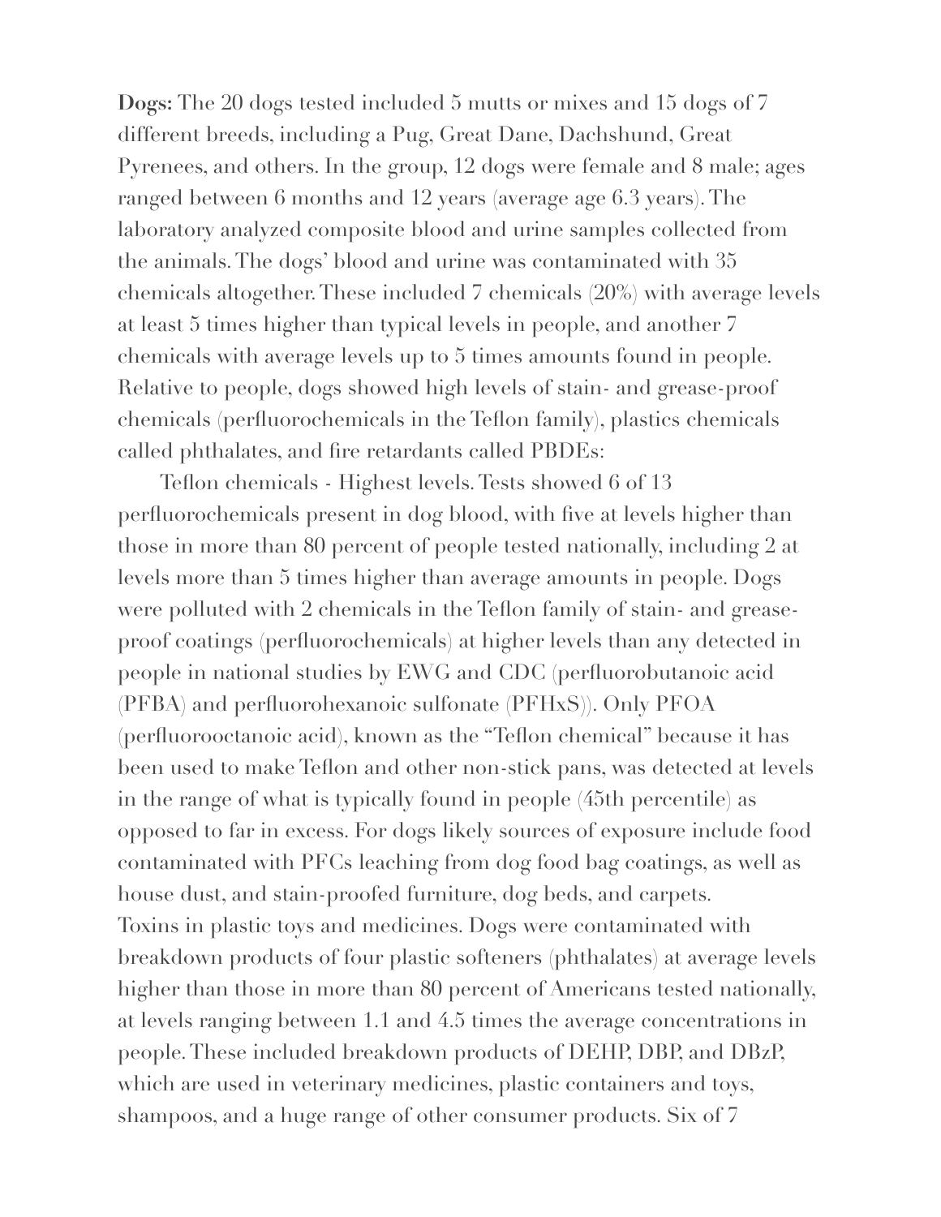**Dogs:** The 20 dogs tested included 5 mutts or mixes and 15 dogs of 7 different breeds, including a Pug, Great Dane, Dachshund, Great Pyrenees, and others. In the group, 12 dogs were female and 8 male; ages ranged between 6 months and 12 years (average age 6.3 years). The laboratory analyzed composite blood and urine samples collected from the animals. The dogs' blood and urine was contaminated with 35 chemicals altogether. These included 7 chemicals (20%) with average levels at least 5 times higher than typical levels in people, and another 7 chemicals with average levels up to 5 times amounts found in people. Relative to people, dogs showed high levels of stain- and grease-proof chemicals (perfluorochemicals in the Teflon family), plastics chemicals called phthalates, and fire retardants called PBDEs:

Teflon chemicals - Highest levels. Tests showed 6 of 13 perfluorochemicals present in dog blood, with five at levels higher than those in more than 80 percent of people tested nationally, including 2 at levels more than 5 times higher than average amounts in people. Dogs were polluted with 2 chemicals in the Teflon family of stain- and grease-proof coatings (perfluorochemicals) at higher levels than any detected in people in national studies by EWG and CDC (perfluorobutanoic acid (PFBA) and perfluorohexanoic sulfonate (PFHxS)). Only PFOA (perfluorooctanoic acid), known as the "Teflon chemical" because it has been used to make Teflon and other non-stick pans, was detected at levels in the range of what is typically found in people (45th percentile) as opposed to far in excess. For dogs likely sources of exposure include food contaminated with PFCs leaching from dog food bag coatings, as well as house dust, and stain-proofed furniture, dog beds, and carpets.

Toxins in plastic toys and medicines. Dogs were contaminated with breakdown products of four plastic softeners (phthalates) at average levels higher than those in more than 80 percent of Americans tested nationally, at levels ranging between 1.1 and 4.5 times the average concentrations in people. These included breakdown products of DEHP, DBP, and DBzP, which are used in veterinary medicines, plastic containers and toys, shampoos, and a huge range of other consumer products. Six of 7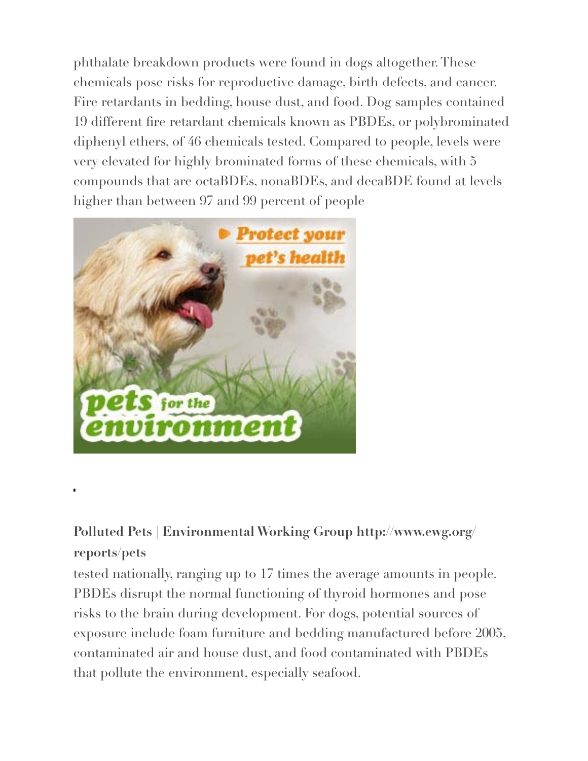phthalate breakdown products were found in dogs altogether. These chemicals pose risks for reproductive damage, birth defects, and cancer. Fire retardants in bedding, house dust, and food. Dog samples contained 19 different fire retardant chemicals known as PBDEs, or polybrominated diphenyl ethers, of 46 chemicals tested. Compared to people, levels were very elevated for highly brominated forms of these chemicals, with 5 compounds that are octaBDEs, nonaBDEs, and decaBDE found at levels higher than between 97 and 99 percent of people

**Polluted Pets | Environmental Working Group http://www.ewg.org/reports/pets**

tested nationally, ranging up to 17 times the average amounts in people. PBDEs disrupt the normal functioning of thyroid hormones and pose risks to the brain during development. For dogs, potential sources of exposure include foam furniture and bedding manufactured before 2005, contaminated air and house dust, and food contaminated with PBDEs that pollute the environment, especially seafood.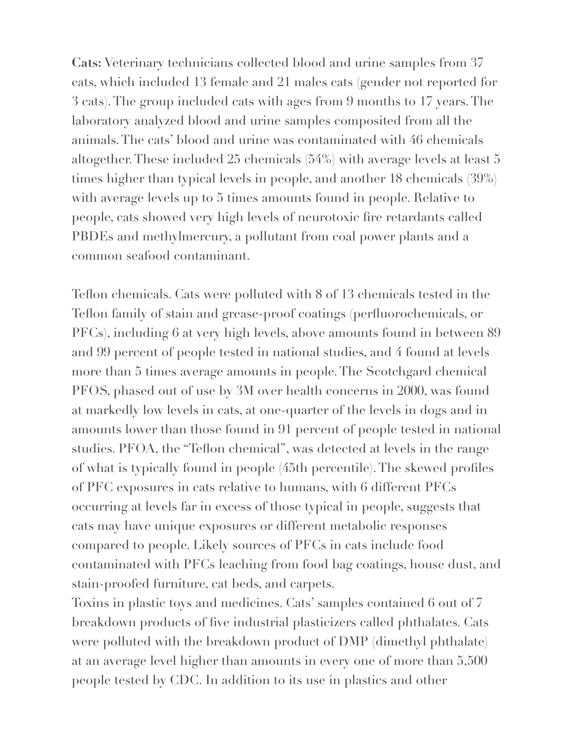**Cats:** Veterinary technicians collected blood and urine samples from 37 cats, which included 13 female and 21 males cats (gender not reported for 3 cats). The group included cats with ages from 9 months to 17 years. The laboratory analyzed blood and urine samples composited from all the animals. The cats' blood and urine was contaminated with 46 chemicals altogether. These included 25 chemicals (54%) with average levels at least 5 times higher than typical levels in people, and another 18 chemicals (39%) with average levels up to 5 times amounts found in people. Relative to people, cats showed very high levels of neurotoxic fire retardants called PBDEs and methylmercury, a pollutant from coal power plants and a common seafood contaminant.

Teflon chemicals. Cats were polluted with 8 of 13 chemicals tested in the Teflon family of stain and grease-proof coatings (perfluorochemicals, or PFCs), including 6 at very high levels, above amounts found in between 89 and 99 percent of people tested in national studies, and 4 found at levels more than 5 times average amounts in people. The Scotchgard chemical PFOS, phased out of use by 3M over health concerns in 2000, was found at markedly low levels in cats, at one-quarter of the levels in dogs and in amounts lower than those found in 91 percent of people tested in national studies. PFOA, the "Teflon chemical", was detected at levels in the range of what is typically found in people (45th percentile). The skewed profiles of PFC exposures in cats relative to humans, with 6 different PFCs occurring at levels far in excess of those typical in people, suggests that cats may have unique exposures or different metabolic responses compared to people. Likely sources of PFCs in cats include food contaminated with PFCs leaching from food bag coatings, house dust, and stain-proofed furniture, cat beds, and carpets.

Toxins in plastic toys and medicines. Cats' samples contained 6 out of 7 breakdown products of five industrial plasticizers called phthalates. Cats were polluted with the breakdown product of DMP (dimethyl phthalate) at an average level higher than amounts in every one of more than 5,500 people tested by CDC. In addition to its use in plastics and other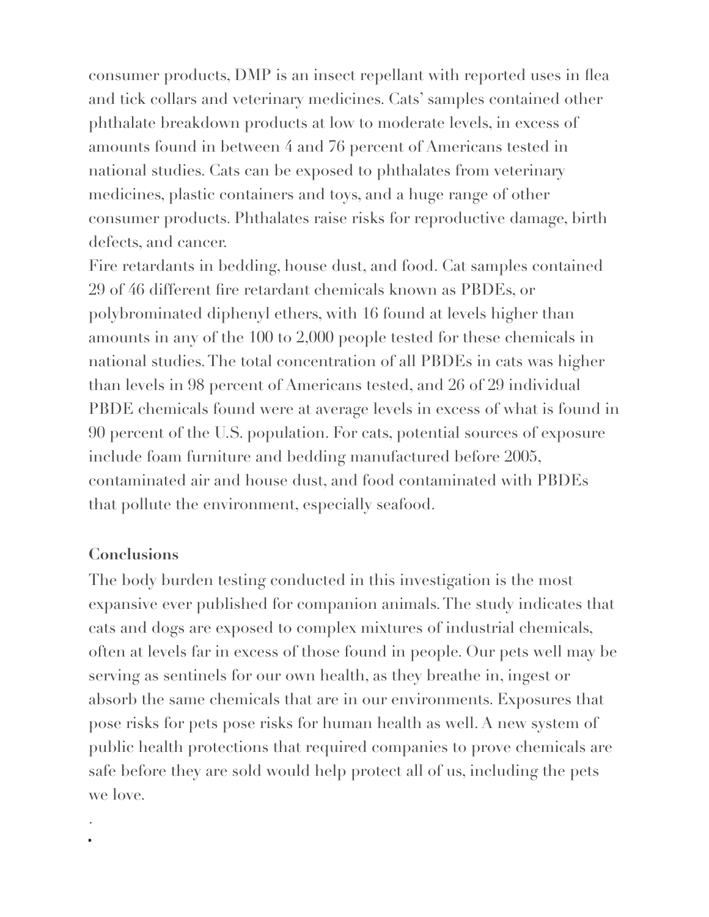consumer products, DMP is an insect repellant with reported uses in flea and tick collars and veterinary medicines. Cats' samples contained other phthalate breakdown products at low to moderate levels, in excess of amounts found in between 4 and 76 percent of Americans tested in national studies. Cats can be exposed to phthalates from veterinary medicines, plastic containers and toys, and a huge range of other consumer products. Phthalates raise risks for reproductive damage, birth defects, and cancer.

Fire retardants in bedding, house dust, and food. Cat samples contained 29 of 46 different fire retardant chemicals known as PBDEs, or polybrominated diphenyl ethers, with 16 found at levels higher than amounts in any of the 100 to 2,000 people tested for these chemicals in national studies. The total concentration of all PBDEs in cats was higher than levels in 98 percent of Americans tested, and 26 of 29 individual PBDE chemicals found were at average levels in excess of what is found in 90 percent of the U.S. population. For cats, potential sources of exposure include foam furniture and bedding manufactured before 2005, contaminated air and house dust, and food contaminated with PBDEs that pollute the environment, especially seafood.

**Conclusions**

The body burden testing conducted in this investigation is the most expansive ever published for companion animals. The study indicates that cats and dogs are exposed to complex mixtures of industrial chemicals, often at levels far in excess of those found in people. Our pets well may be serving as sentinels for our own health, as they breathe in, ingest or absorb the same chemicals that are in our environments. Exposures that pose risks for pets pose risks for human health as well. A new system of public health protections that required companies to prove chemicals are safe before they are sold would help protect all of us, including the pets we love.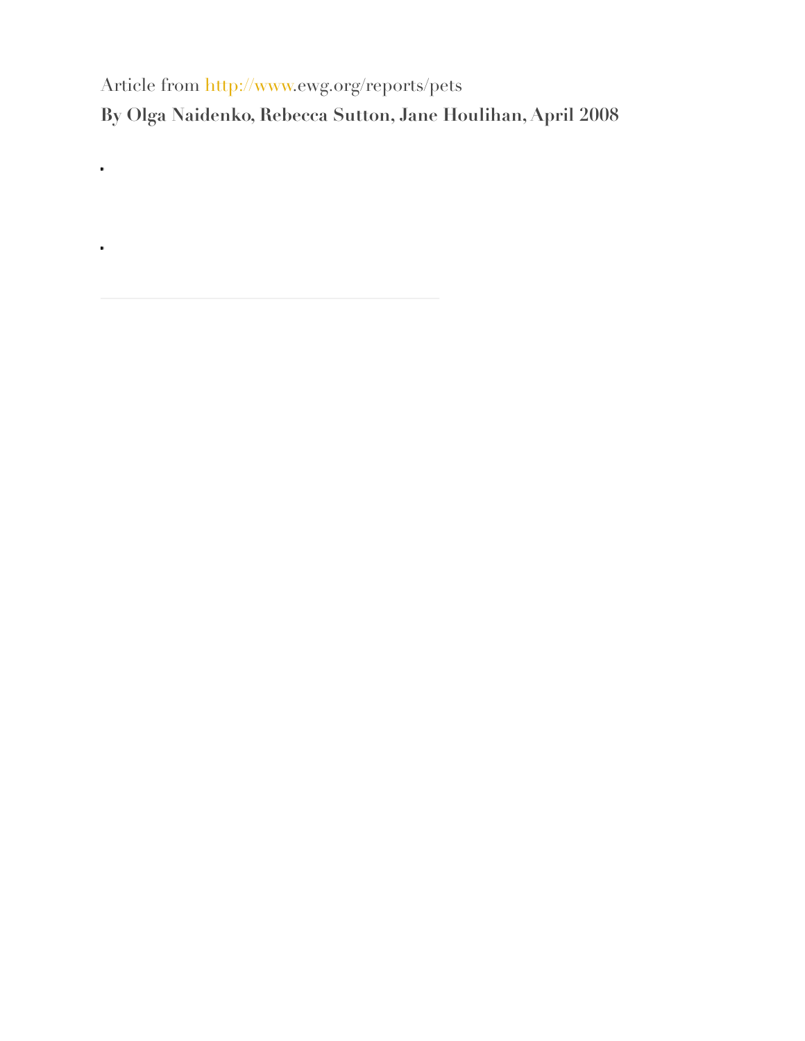Article from http://www.ewg.org/reports/pets

**By Olga Naidenko, Rebecca Sutton, Jane Houlihan, April 2008**

---